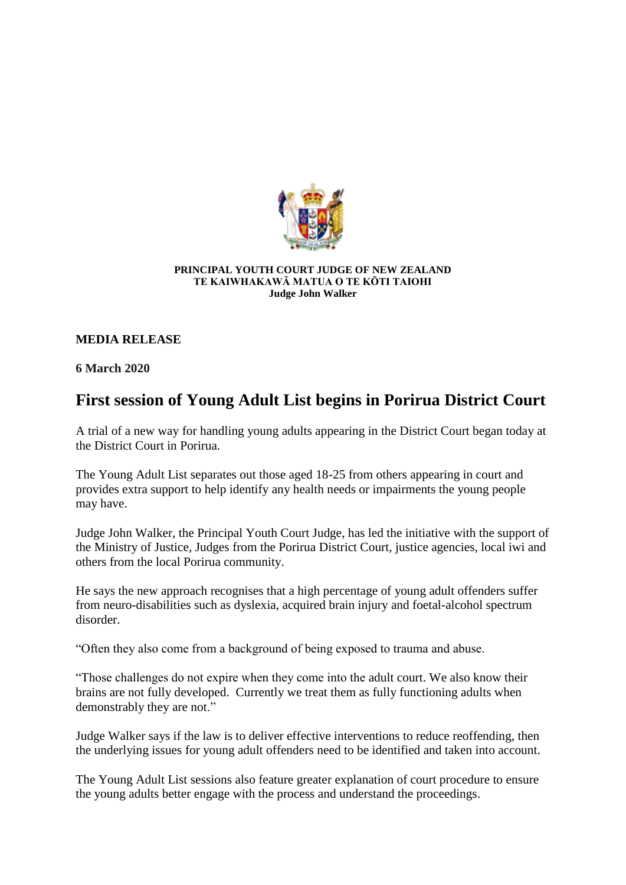**PRINCIPAL YOUTH COURT JUDGE OF NEW ZEALAND**
**TE KAIWHAKAWĀ MATUA O TE KŌTI TAIOHI**
**Judge John Walker**

**MEDIA RELEASE**

**6 March 2020**

# First session of Young Adult List begins in Porirua District Court

A trial of a new way for handling young adults appearing in the District Court began today at the District Court in Porirua.

The Young Adult List separates out those aged 18-25 from others appearing in court and provides extra support to help identify any health needs or impairments the young people may have.

Judge John Walker, the Principal Youth Court Judge, has led the initiative with the support of the Ministry of Justice, Judges from the Porirua District Court, justice agencies, local iwi and others from the local Porirua community.

He says the new approach recognises that a high percentage of young adult offenders suffer from neuro-disabilities such as dyslexia, acquired brain injury and foetal-alcohol spectrum disorder.

"Often they also come from a background of being exposed to trauma and abuse.

"Those challenges do not expire when they come into the adult court. We also know their brains are not fully developed. Currently we treat them as fully functioning adults when demonstrably they are not."

Judge Walker says if the law is to deliver effective interventions to reduce reoffending, then the underlying issues for young adult offenders need to be identified and taken into account.

The Young Adult List sessions also feature greater explanation of court procedure to ensure the young adults better engage with the process and understand the proceedings.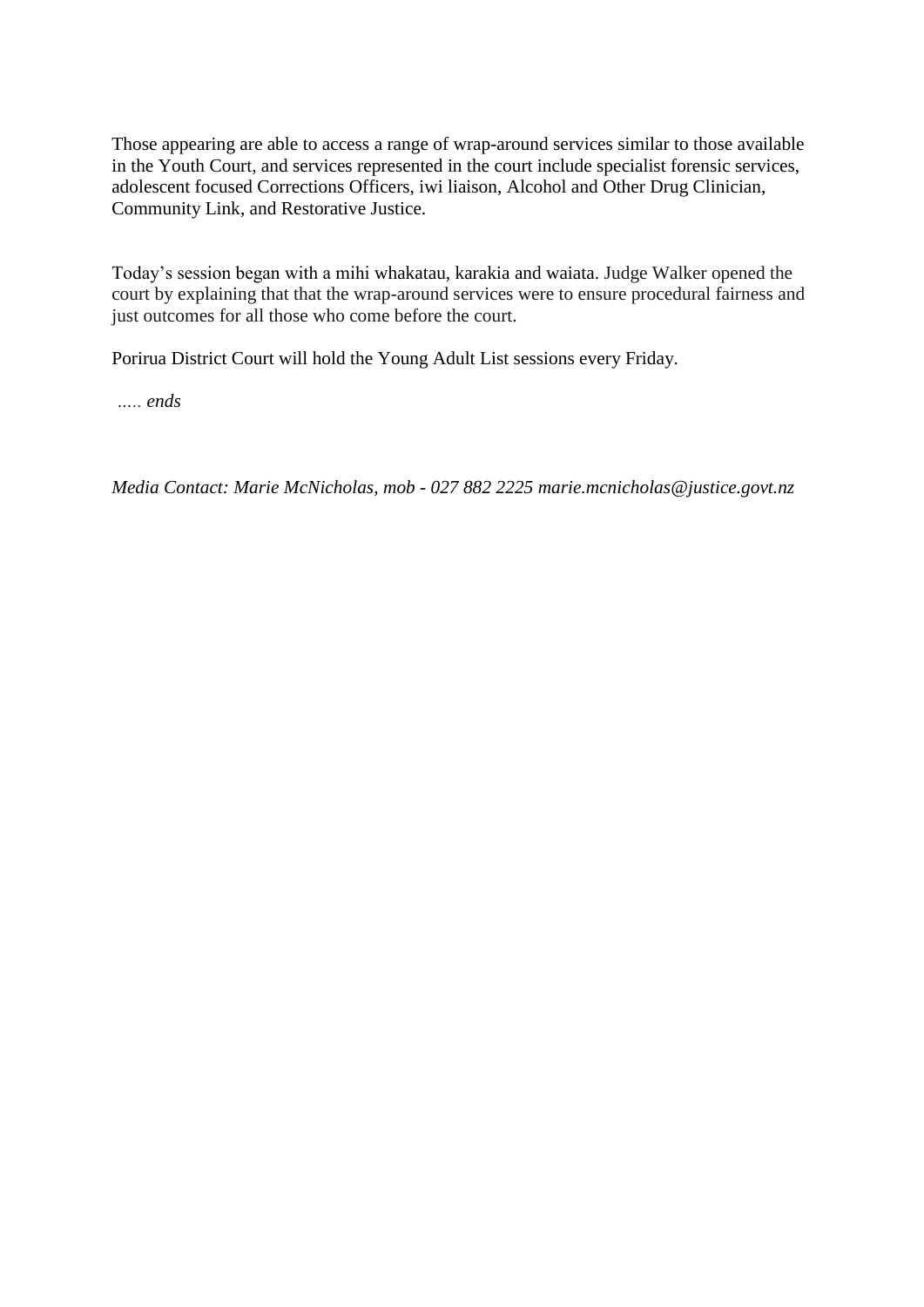Those appearing are able to access a range of wrap-around services similar to those available in the Youth Court, and services represented in the court include specialist forensic services, adolescent focused Corrections Officers, iwi liaison, Alcohol and Other Drug Clinician, Community Link, and Restorative Justice.

Today's session began with a mihi whakatau, karakia and waiata. Judge Walker opened the court by explaining that that the wrap-around services were to ensure procedural fairness and just outcomes for all those who come before the court.

Porirua District Court will hold the Young Adult List sessions every Friday.

*..... ends*

*Media Contact: Marie McNicholas, mob - 027 882 2225 marie.mcnicholas@justice.govt.nz*